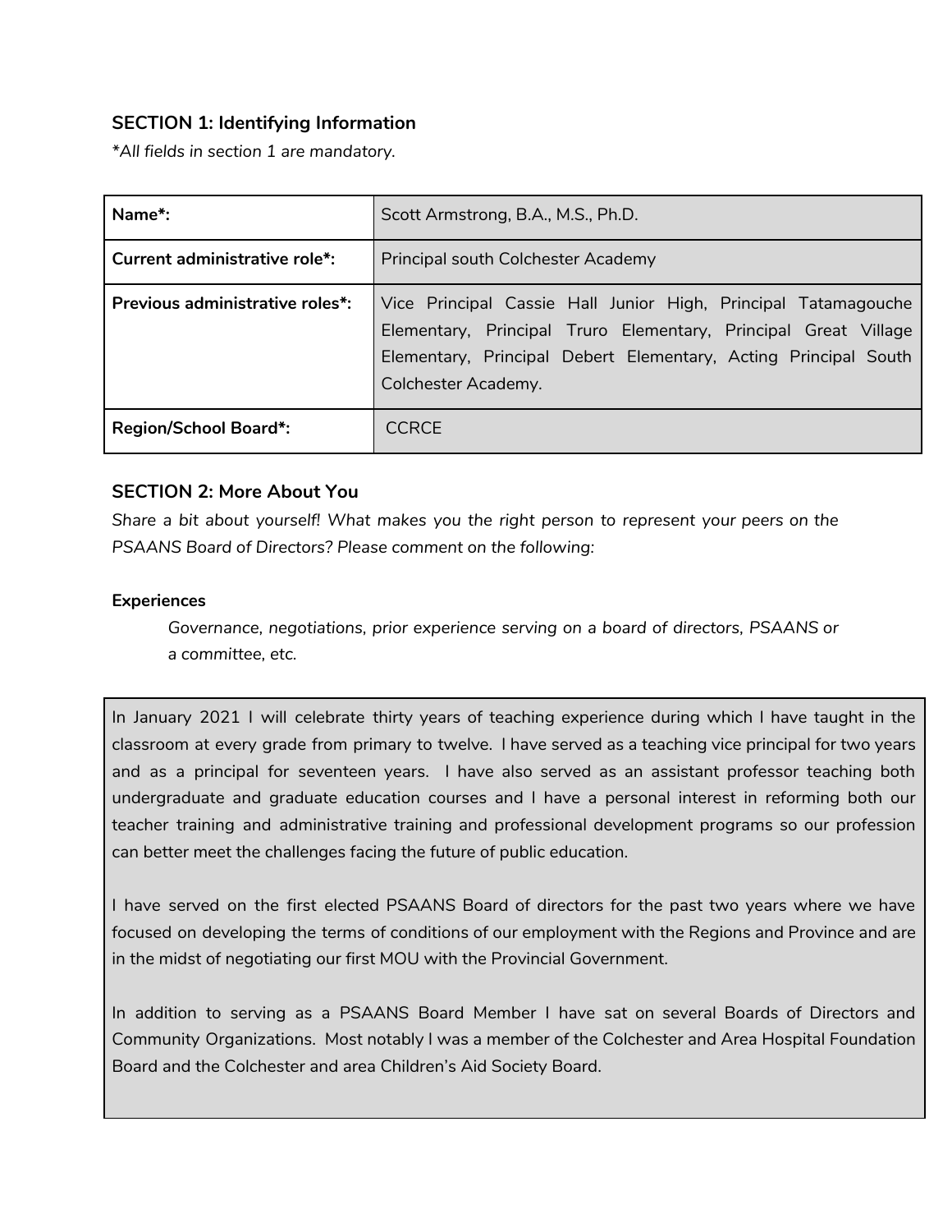### SECTION 1: Identifying Information

*All fields in section 1 are mandatory.*

| Name*: | Scott Armstrong, B.A., M.S., Ph.D. |
| --- | --- |
| Current administrative role*: | Principal south Colchester Academy |
| Previous administrative roles*: | Vice Principal Cassie Hall Junior High, Principal Tatamagouche Elementary, Principal Truro Elementary, Principal Great Village Elementary, Principal Debert Elementary, Acting Principal South Colchester Academy. |
| Region/School Board*: | CCRCE |

### SECTION 2: More About You

*Share a bit about yourself! What makes you the right person to represent your peers on the PSAANS Board of Directors? Please comment on the following:*

**Experiences**

*Governance, negotiations, prior experience serving on a board of directors, PSAANS or a committee, etc.*

In January 2021 I will celebrate thirty years of teaching experience during which I have taught in the classroom at every grade from primary to twelve. I have served as a teaching vice principal for two years and as a principal for seventeen years. I have also served as an assistant professor teaching both undergraduate and graduate education courses and I have a personal interest in reforming both our teacher training and administrative training and professional development programs so our profession can better meet the challenges facing the future of public education.

I have served on the first elected PSAANS Board of directors for the past two years where we have focused on developing the terms of conditions of our employment with the Regions and Province and are in the midst of negotiating our first MOU with the Provincial Government.

In addition to serving as a PSAANS Board Member I have sat on several Boards of Directors and Community Organizations. Most notably I was a member of the Colchester and Area Hospital Foundation Board and the Colchester and area Children's Aid Society Board.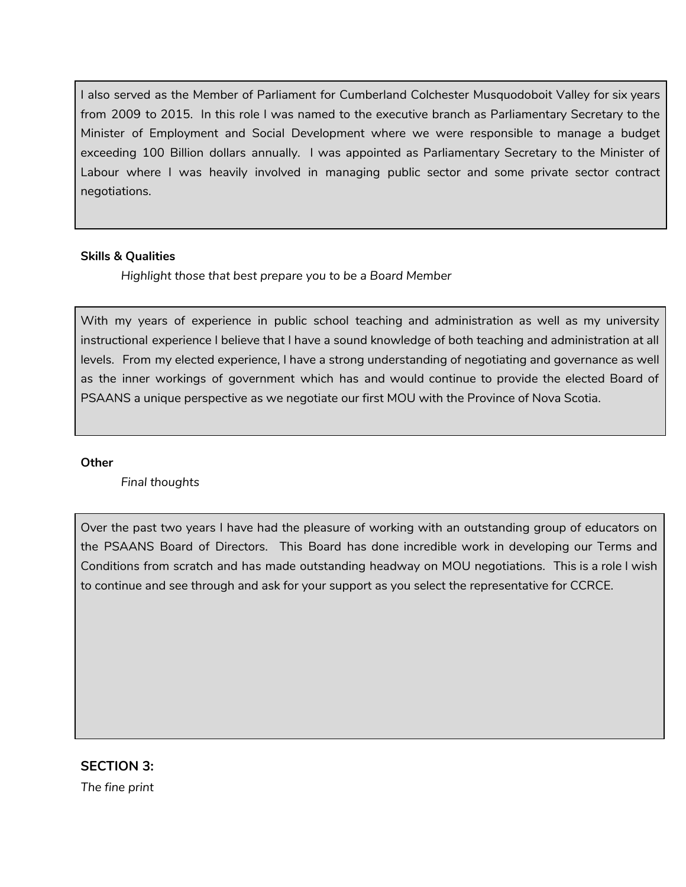I also served as the Member of Parliament for Cumberland Colchester Musquodoboit Valley for six years from 2009 to 2015. In this role I was named to the executive branch as Parliamentary Secretary to the Minister of Employment and Social Development where we were responsible to manage a budget exceeding 100 Billion dollars annually. I was appointed as Parliamentary Secretary to the Minister of Labour where I was heavily involved in managing public sector and some private sector contract negotiations.

**Skills & Qualities**

*Highlight those that best prepare you to be a Board Member*

With my years of experience in public school teaching and administration as well as my university instructional experience I believe that I have a sound knowledge of both teaching and administration at all levels. From my elected experience, I have a strong understanding of negotiating and governance as well as the inner workings of government which has and would continue to provide the elected Board of PSAANS a unique perspective as we negotiate our first MOU with the Province of Nova Scotia.

**Other**

*Final thoughts*

Over the past two years I have had the pleasure of working with an outstanding group of educators on the PSAANS Board of Directors. This Board has done incredible work in developing our Terms and Conditions from scratch and has made outstanding headway on MOU negotiations. This is a role I wish to continue and see through and ask for your support as you select the representative for CCRCE.

## SECTION 3:

*The fine print*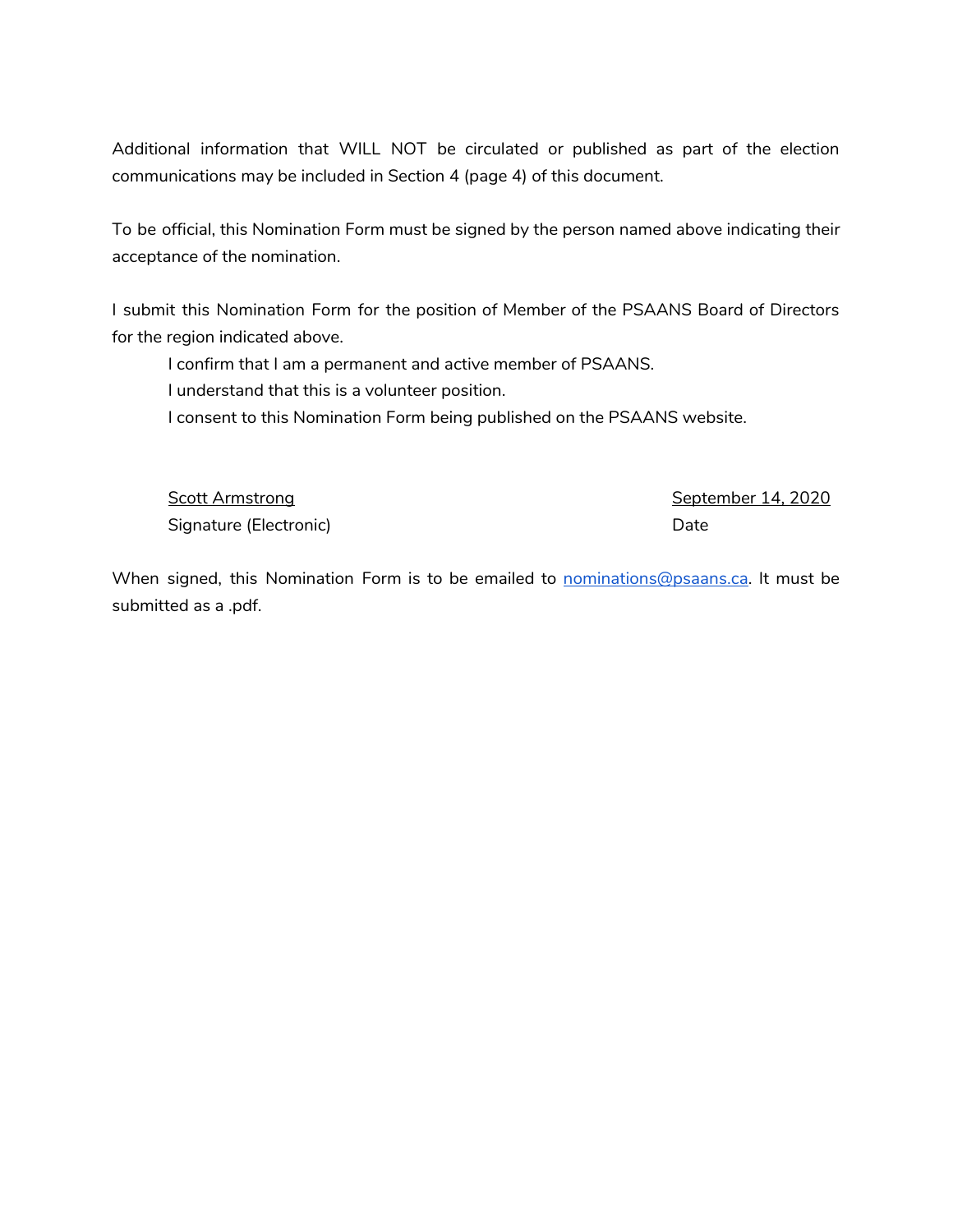Additional information that WILL NOT be circulated or published as part of the election communications may be included in Section 4 (page 4) of this document.

To be official, this Nomination Form must be signed by the person named above indicating their acceptance of the nomination.

I submit this Nomination Form for the position of Member of the PSAANS Board of Directors for the region indicated above.

I confirm that I am a permanent and active member of PSAANS.
I understand that this is a volunteer position.
I consent to this Nomination Form being published on the PSAANS website.

| | |
|---|---|
| Scott Armstrong | September 14, 2020 |
| Signature (Electronic) | Date |

When signed, this Nomination Form is to be emailed to nominations@psaans.ca. It must be submitted as a .pdf.